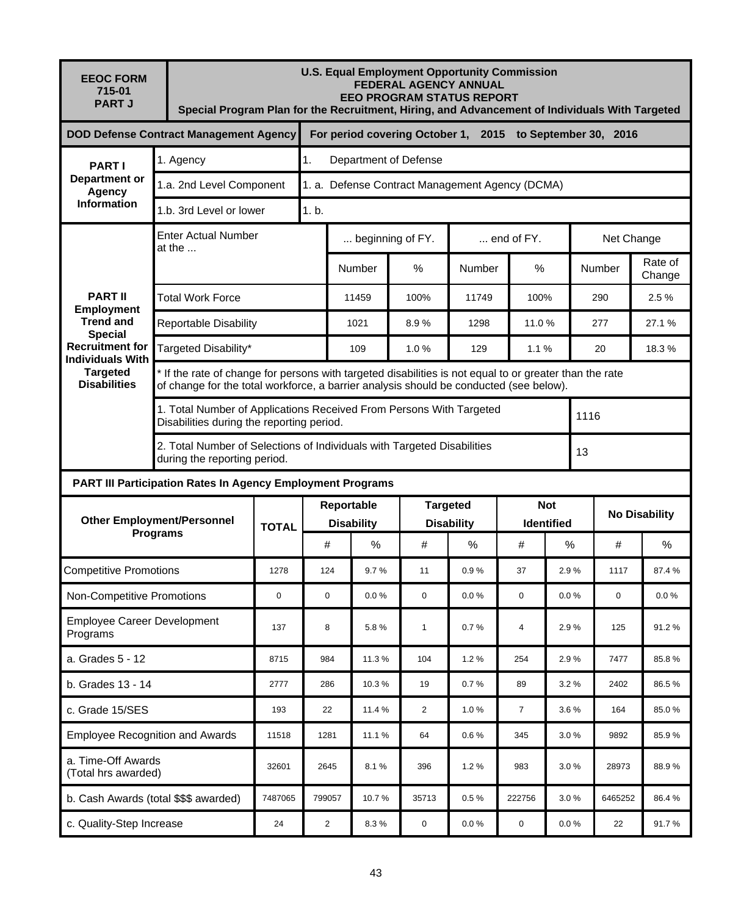**EEOC FORM 715-01 PART J**

**U.S. Equal Employment Opportunity Commission**
**FEDERAL AGENCY ANNUAL**
**EEO PROGRAM STATUS REPORT**
**Special Program Plan for the Recruitment, Hiring, and Advancement of Individuals With Targeted**

**DOD Defense Contract Management Agency** | **For period covering October 1, 2015 to September 30, 2016**

| PART I Department or Agency Information | | |
|---|---|---|
| | 1. Agency | 1. Department of Defense |
| | 1.a. 2nd Level Component | 1. a. Defense Contract Management Agency (DCMA) |
| | 1.b. 3rd Level or lower | 1. b. |

**PART II Employment Trend and Special Recruitment for Individuals With Targeted Disabilities**

| Enter Actual Number at the ... | ... beginning of FY. | | ... end of FY. | | Net Change | |
|---|---|---|---|---|---|---|
| | Number | % | Number | % | Number | Rate of Change |
| Total Work Force | 11459 | 100% | 11749 | 100% | 290 | 2.5 % |
| Reportable Disability | 1021 | 8.9 % | 1298 | 11.0 % | 277 | 27.1 % |
| Targeted Disability* | 109 | 1.0 % | 129 | 1.1 % | 20 | 18.3 % |

* If the rate of change for persons with targeted disabilities is not equal to or greater than the rate of change for the total workforce, a barrier analysis should be conducted (see below).

| | |
|---|---|
| 1. Total Number of Applications Received From Persons With Targeted Disabilities during the reporting period. | 1116 |
| 2. Total Number of Selections of Individuals with Targeted Disabilities during the reporting period. | 13 |

**PART III Participation Rates In Agency Employment Programs**

| Other Employment/Personnel Programs | TOTAL | Reportable Disability | | Targeted Disability | | Not Identified | | No Disability | |
|---|---|---|---|---|---|---|---|---|---|
| | | # | % | # | % | # | % | # | % |
| Competitive Promotions | 1278 | 124 | 9.7 % | 11 | 0.9 % | 37 | 2.9 % | 1117 | 87.4 % |
| Non-Competitive Promotions | 0 | 0 | 0.0 % | 0 | 0.0 % | 0 | 0.0 % | 0 | 0.0 % |
| Employee Career Development Programs | 137 | 8 | 5.8 % | 1 | 0.7 % | 4 | 2.9 % | 125 | 91.2 % |
| a. Grades 5 - 12 | 8715 | 984 | 11.3 % | 104 | 1.2 % | 254 | 2.9 % | 7477 | 85.8 % |
| b. Grades 13 - 14 | 2777 | 286 | 10.3 % | 19 | 0.7 % | 89 | 3.2 % | 2402 | 86.5 % |
| c. Grade 15/SES | 193 | 22 | 11.4 % | 2 | 1.0 % | 7 | 3.6 % | 164 | 85.0 % |
| Employee Recognition and Awards | 11518 | 1281 | 11.1 % | 64 | 0.6 % | 345 | 3.0 % | 9892 | 85.9 % |
| a. Time-Off Awards (Total hrs awarded) | 32601 | 2645 | 8.1 % | 396 | 1.2 % | 983 | 3.0 % | 28973 | 88.9 % |
| b. Cash Awards (total $$$ awarded) | 7487065 | 799057 | 10.7 % | 35713 | 0.5 % | 222756 | 3.0 % | 6465252 | 86.4 % |
| c. Quality-Step Increase | 24 | 2 | 8.3 % | 0 | 0.0 % | 0 | 0.0 % | 22 | 91.7 % |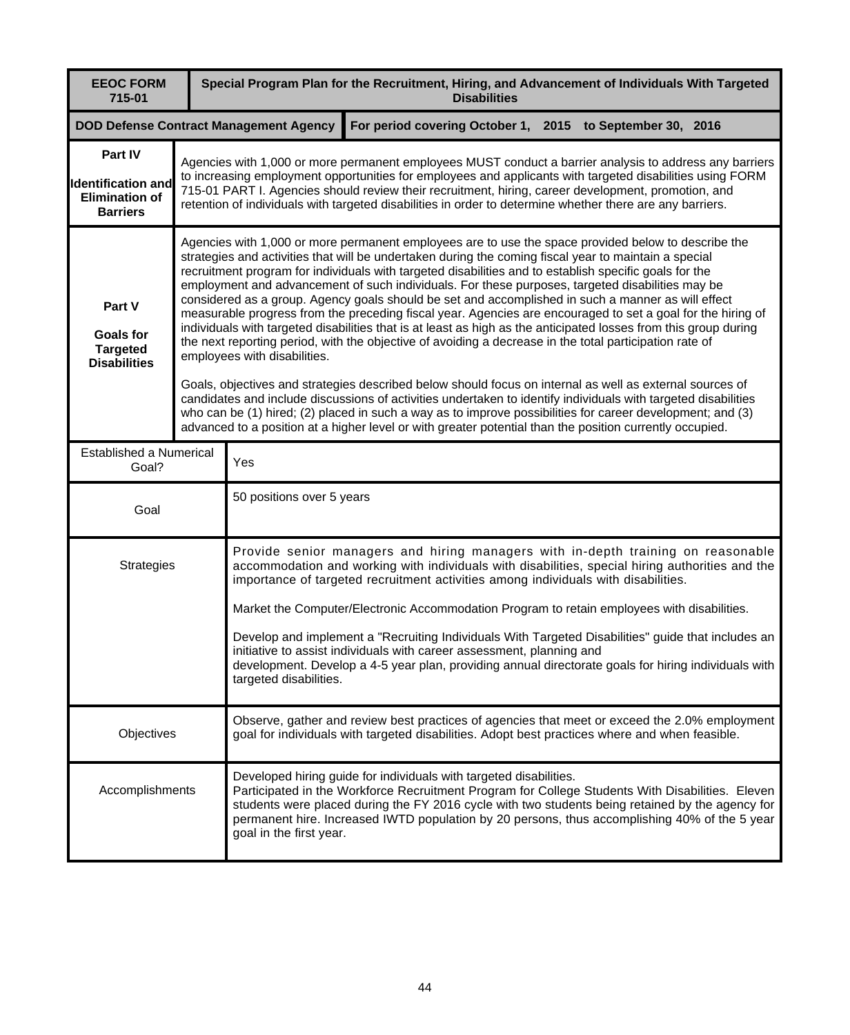| EEOC FORM 715-01 | Special Program Plan for the Recruitment, Hiring, and Advancement of Individuals With Targeted Disabilities |
|---|---|
| **DOD Defense Contract Management Agency** | **For period covering October 1, 2015 to September 30, 2016** |
| **Part IV**<br><br>**Identification and Elimination of Barriers** | Agencies with 1,000 or more permanent employees MUST conduct a barrier analysis to address any barriers to increasing employment opportunities for employees and applicants with targeted disabilities using FORM 715-01 PART I. Agencies should review their recruitment, hiring, career development, promotion, and retention of individuals with targeted disabilities in order to determine whether there are any barriers. |
| **Part V**<br><br>**Goals for Targeted Disabilities** | Agencies with 1,000 or more permanent employees are to use the space provided below to describe the strategies and activities that will be undertaken during the coming fiscal year to maintain a special recruitment program for individuals with targeted disabilities and to establish specific goals for the employment and advancement of such individuals. For these purposes, targeted disabilities may be considered as a group. Agency goals should be set and accomplished in such a manner as will effect measurable progress from the preceding fiscal year. Agencies are encouraged to set a goal for the hiring of individuals with targeted disabilities that is at least as high as the anticipated losses from this group during the next reporting period, with the objective of avoiding a decrease in the total participation rate of employees with disabilities.<br><br>Goals, objectives and strategies described below should focus on internal as well as external sources of candidates and include discussions of activities undertaken to identify individuals with targeted disabilities who can be (1) hired; (2) placed in such a way as to improve possibilities for career development; and (3) advanced to a position at a higher level or with greater potential than the position currently occupied. |
| Established a Numerical Goal? | Yes |
| Goal | 50 positions over 5 years |
| Strategies | Provide senior managers and hiring managers with in-depth training on reasonable accommodation and working with individuals with disabilities, special hiring authorities and the importance of targeted recruitment activities among individuals with disabilities.<br><br>Market the Computer/Electronic Accommodation Program to retain employees with disabilities.<br><br>Develop and implement a "Recruiting Individuals With Targeted Disabilities" guide that includes an initiative to assist individuals with career assessment, planning and development. Develop a 4-5 year plan, providing annual directorate goals for hiring individuals with targeted disabilities. |
| Objectives | Observe, gather and review best practices of agencies that meet or exceed the 2.0% employment goal for individuals with targeted disabilities. Adopt best practices where and when feasible. |
| Accomplishments | Developed hiring guide for individuals with targeted disabilities.<br>Participated in the Workforce Recruitment Program for College Students With Disabilities. Eleven students were placed during the FY 2016 cycle with two students being retained by the agency for permanent hire. Increased IWTD population by 20 persons, thus accomplishing 40% of the 5 year goal in the first year. |